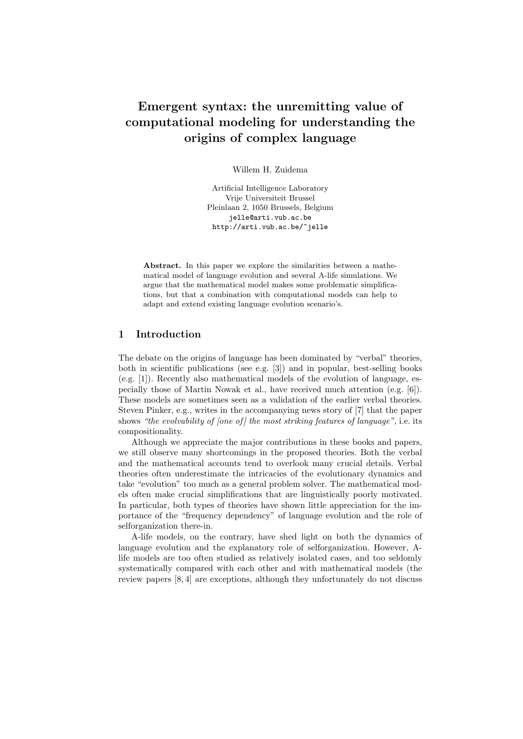# Emergent syntax: the unremitting value of computational modeling for understanding the origins of complex language

Willem H. Zuidema

Artificial Intelligence Laboratory
Vrije Universiteit Brussel
Pleinlaan 2, 1050 Brussels, Belgium
jelle@arti.vub.ac.be
http://arti.vub.ac.be/~jelle

**Abstract.** In this paper we explore the similarities between a mathematical model of language evolution and several A-life simulations. We argue that the mathematical model makes some problematic simplifications, but that a combination with computational models can help to adapt and extend existing language evolution scenario's.

## 1 Introduction

The debate on the origins of language has been dominated by "verbal" theories, both in scientific publications (see e.g. [3]) and in popular, best-selling books (e.g. [1]). Recently also mathematical models of the evolution of language, especially those of Martin Nowak et al., have received much attention (e.g. [6]). These models are sometimes seen as a validation of the earlier verbal theories. Steven Pinker, e.g., writes in the accompanying news story of [7] that the paper shows *"the evolvability of [one of] the most striking features of language"*, i.e. its compositionality.

Although we appreciate the major contributions in these books and papers, we still observe many shortcomings in the proposed theories. Both the verbal and the mathematical accounts tend to overlook many crucial details. Verbal theories often underestimate the intricacies of the evolutionary dynamics and take "evolution" too much as a general problem solver. The mathematical models often make crucial simplifications that are linguistically poorly motivated. In particular, both types of theories have shown little appreciation for the importance of the "frequency dependency" of language evolution and the role of selforganization there-in.

A-life models, on the contrary, have shed light on both the dynamics of language evolution and the explanatory role of selforganization. However, A-life models are too often studied as relatively isolated cases, and too seldomly systematically compared with each other and with mathematical models (the review papers [8, 4] are exceptions, although they unfortunately do not discuss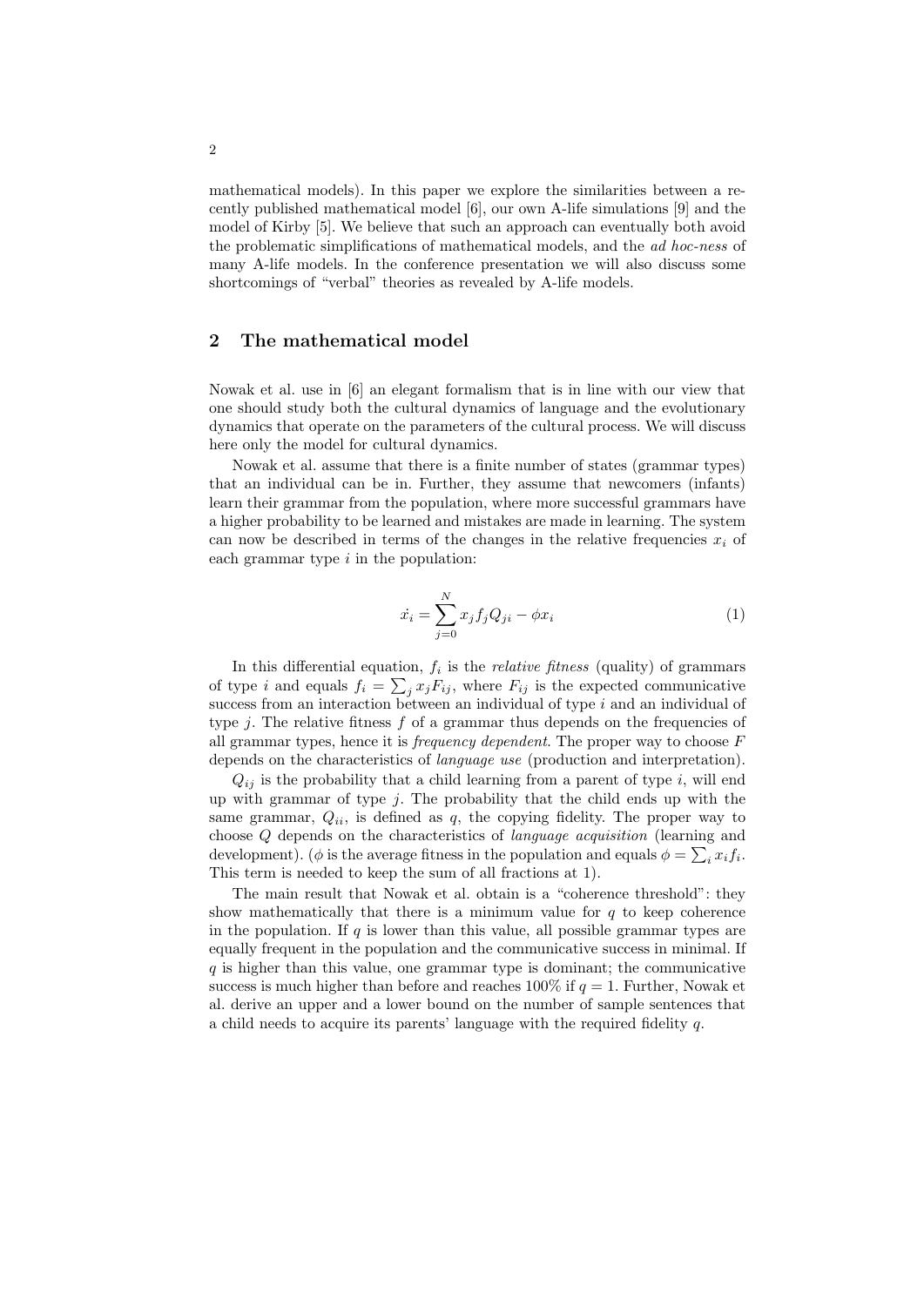mathematical models). In this paper we explore the similarities between a recently published mathematical model [6], our own A-life simulations [9] and the model of Kirby [5]. We believe that such an approach can eventually both avoid the problematic simplifications of mathematical models, and the *ad hoc-ness* of many A-life models. In the conference presentation we will also discuss some shortcomings of "verbal" theories as revealed by A-life models.

## 2 The mathematical model

Nowak et al. use in [6] an elegant formalism that is in line with our view that one should study both the cultural dynamics of language and the evolutionary dynamics that operate on the parameters of the cultural process. We will discuss here only the model for cultural dynamics.

Nowak et al. assume that there is a finite number of states (grammar types) that an individual can be in. Further, they assume that newcomers (infants) learn their grammar from the population, where more successful grammars have a higher probability to be learned and mistakes are made in learning. The system can now be described in terms of the changes in the relative frequencies $x_i$ of each grammar type $i$ in the population:

$$\dot{x_i} = \sum_{j=0}^{N} x_j f_j Q_{ji} - \phi x_i \tag{1}$$

In this differential equation, $f_i$ is the *relative fitness* (quality) of grammars of type $i$ and equals $f_i = \sum_j x_j F_{ij}$, where $F_{ij}$ is the expected communicative success from an interaction between an individual of type $i$ and an individual of type $j$. The relative fitness $f$ of a grammar thus depends on the frequencies of all grammar types, hence it is *frequency dependent*. The proper way to choose $F$ depends on the characteristics of *language use* (production and interpretation).

$Q_{ij}$ is the probability that a child learning from a parent of type $i$, will end up with grammar of type $j$. The probability that the child ends up with the same grammar, $Q_{ii}$, is defined as $q$, the copying fidelity. The proper way to choose $Q$ depends on the characteristics of *language acquisition* (learning and development). ($\phi$ is the average fitness in the population and equals $\phi = \sum_i x_i f_i$. This term is needed to keep the sum of all fractions at 1).

The main result that Nowak et al. obtain is a "coherence threshold": they show mathematically that there is a minimum value for $q$ to keep coherence in the population. If $q$ is lower than this value, all possible grammar types are equally frequent in the population and the communicative success in minimal. If $q$ is higher than this value, one grammar type is dominant; the communicative success is much higher than before and reaches 100% if $q = 1$. Further, Nowak et al. derive an upper and a lower bound on the number of sample sentences that a child needs to acquire its parents' language with the required fidelity $q$.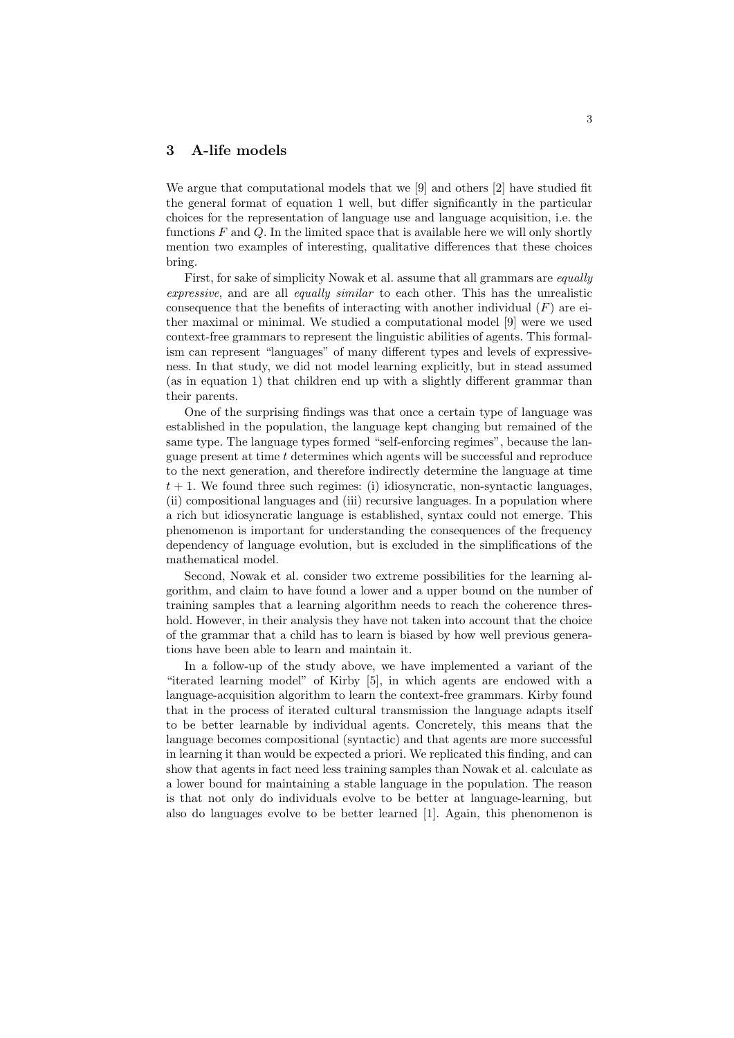## 3 A-life models

We argue that computational models that we [9] and others [2] have studied fit the general format of equation 1 well, but differ significantly in the particular choices for the representation of language use and language acquisition, i.e. the functions $F$ and $Q$. In the limited space that is available here we will only shortly mention two examples of interesting, qualitative differences that these choices bring.

First, for sake of simplicity Nowak et al. assume that all grammars are *equally expressive*, and are all *equally similar* to each other. This has the unrealistic consequence that the benefits of interacting with another individual ($F$) are either maximal or minimal. We studied a computational model [9] were we used context-free grammars to represent the linguistic abilities of agents. This formalism can represent "languages" of many different types and levels of expressiveness. In that study, we did not model learning explicitly, but in stead assumed (as in equation 1) that children end up with a slightly different grammar than their parents.

One of the surprising findings was that once a certain type of language was established in the population, the language kept changing but remained of the same type. The language types formed "self-enforcing regimes", because the language present at time $t$ determines which agents will be successful and reproduce to the next generation, and therefore indirectly determine the language at time $t + 1$. We found three such regimes: (i) idiosyncratic, non-syntactic languages, (ii) compositional languages and (iii) recursive languages. In a population where a rich but idiosyncratic language is established, syntax could not emerge. This phenomenon is important for understanding the consequences of the frequency dependency of language evolution, but is excluded in the simplifications of the mathematical model.

Second, Nowak et al. consider two extreme possibilities for the learning algorithm, and claim to have found a lower and a upper bound on the number of training samples that a learning algorithm needs to reach the coherence threshold. However, in their analysis they have not taken into account that the choice of the grammar that a child has to learn is biased by how well previous generations have been able to learn and maintain it.

In a follow-up of the study above, we have implemented a variant of the "iterated learning model" of Kirby [5], in which agents are endowed with a language-acquisition algorithm to learn the context-free grammars. Kirby found that in the process of iterated cultural transmission the language adapts itself to be better learnable by individual agents. Concretely, this means that the language becomes compositional (syntactic) and that agents are more successful in learning it than would be expected a priori. We replicated this finding, and can show that agents in fact need less training samples than Nowak et al. calculate as a lower bound for maintaining a stable language in the population. The reason is that not only do individuals evolve to be better at language-learning, but also do languages evolve to be better learned [1]. Again, this phenomenon is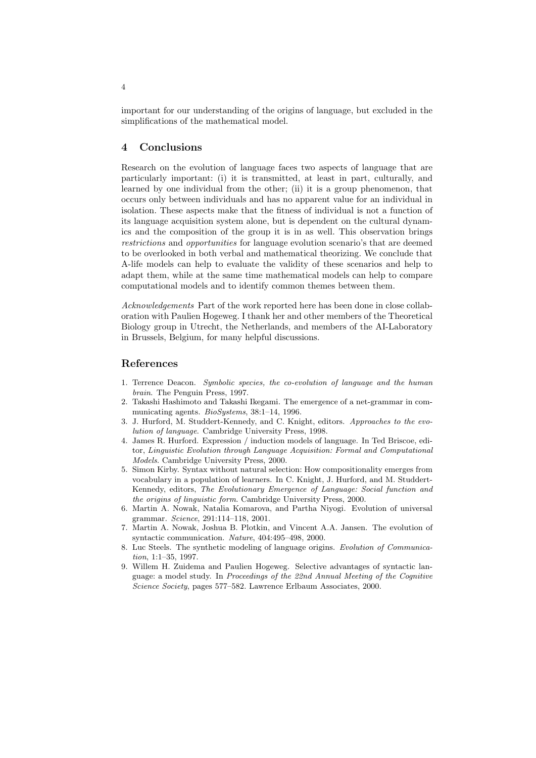important for our understanding of the origins of language, but excluded in the simplifications of the mathematical model.

## 4 Conclusions

Research on the evolution of language faces two aspects of language that are particularly important: (i) it is transmitted, at least in part, culturally, and learned by one individual from the other; (ii) it is a group phenomenon, that occurs only between individuals and has no apparent value for an individual in isolation. These aspects make that the fitness of individual is not a function of its language acquisition system alone, but is dependent on the cultural dynamics and the composition of the group it is in as well. This observation brings *restrictions* and *opportunities* for language evolution scenario's that are deemed to be overlooked in both verbal and mathematical theorizing. We conclude that A-life models can help to evaluate the validity of these scenarios and help to adapt them, while at the same time mathematical models can help to compare computational models and to identify common themes between them.

*Acknowledgements* Part of the work reported here has been done in close collaboration with Paulien Hogeweg. I thank her and other members of the Theoretical Biology group in Utrecht, the Netherlands, and members of the AI-Laboratory in Brussels, Belgium, for many helpful discussions.

## References

1. Terrence Deacon. *Symbolic species, the co-evolution of language and the human brain*. The Penguin Press, 1997.
2. Takashi Hashimoto and Takashi Ikegami. The emergence of a net-grammar in communicating agents. *BioSystems*, 38:1–14, 1996.
3. J. Hurford, M. Studdert-Kennedy, and C. Knight, editors. *Approaches to the evolution of language*. Cambridge University Press, 1998.
4. James R. Hurford. Expression / induction models of language. In Ted Briscoe, editor, *Linguistic Evolution through Language Acquisition: Formal and Computational Models*. Cambridge University Press, 2000.
5. Simon Kirby. Syntax without natural selection: How compositionality emerges from vocabulary in a population of learners. In C. Knight, J. Hurford, and M. Studdert-Kennedy, editors, *The Evolutionary Emergence of Language: Social function and the origins of linguistic form*. Cambridge University Press, 2000.
6. Martin A. Nowak, Natalia Komarova, and Partha Niyogi. Evolution of universal grammar. *Science*, 291:114–118, 2001.
7. Martin A. Nowak, Joshua B. Plotkin, and Vincent A.A. Jansen. The evolution of syntactic communication. *Nature*, 404:495–498, 2000.
8. Luc Steels. The synthetic modeling of language origins. *Evolution of Communication*, 1:1–35, 1997.
9. Willem H. Zuidema and Paulien Hogeweg. Selective advantages of syntactic language: a model study. In *Proceedings of the 22nd Annual Meeting of the Cognitive Science Society*, pages 577–582. Lawrence Erlbaum Associates, 2000.